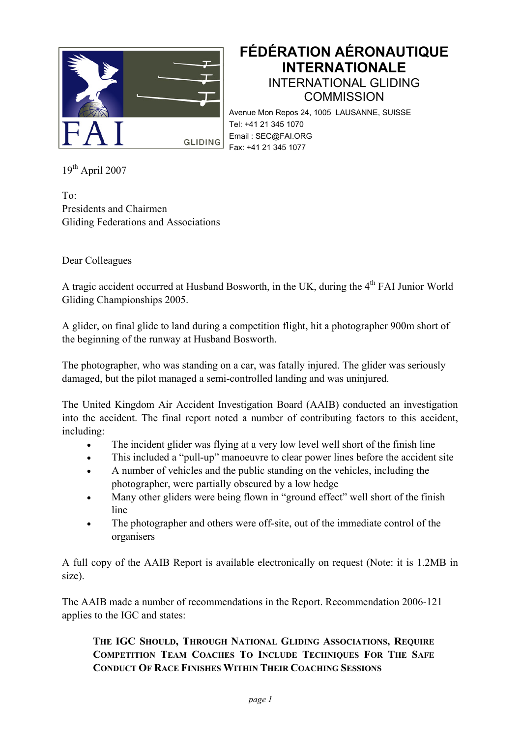# FÉDÉRATION AÉRONAUTIQUE INTERNATIONALE

## INTERNATIONAL GLIDING COMMISSION

Avenue Mon Repos 24, 1005 LAUSANNE, SUISSE
Tel: +41 21 345 1070
Email : SEC@FAI.ORG
Fax: +41 21 345 1077

19th April 2007

To:
Presidents and Chairmen
Gliding Federations and Associations

Dear Colleagues

A tragic accident occurred at Husband Bosworth, in the UK, during the 4th FAI Junior World Gliding Championships 2005.

A glider, on final glide to land during a competition flight, hit a photographer 900m short of the beginning of the runway at Husband Bosworth.

The photographer, who was standing on a car, was fatally injured. The glider was seriously damaged, but the pilot managed a semi-controlled landing and was uninjured.

The United Kingdom Air Accident Investigation Board (AAIB) conducted an investigation into the accident. The final report noted a number of contributing factors to this accident, including:

- The incident glider was flying at a very low level well short of the finish line
- This included a "pull-up" manoeuvre to clear power lines before the accident site
- A number of vehicles and the public standing on the vehicles, including the photographer, were partially obscured by a low hedge
- Many other gliders were being flown in "ground effect" well short of the finish line
- The photographer and others were off-site, out of the immediate control of the organisers

A full copy of the AAIB Report is available electronically on request (Note: it is 1.2MB in size).

The AAIB made a number of recommendations in the Report. Recommendation 2006-121 applies to the IGC and states:

> **THE IGC SHOULD, THROUGH NATIONAL GLIDING ASSOCIATIONS, REQUIRE COMPETITION TEAM COACHES TO INCLUDE TECHNIQUES FOR THE SAFE CONDUCT OF RACE FINISHES WITHIN THEIR COACHING SESSIONS**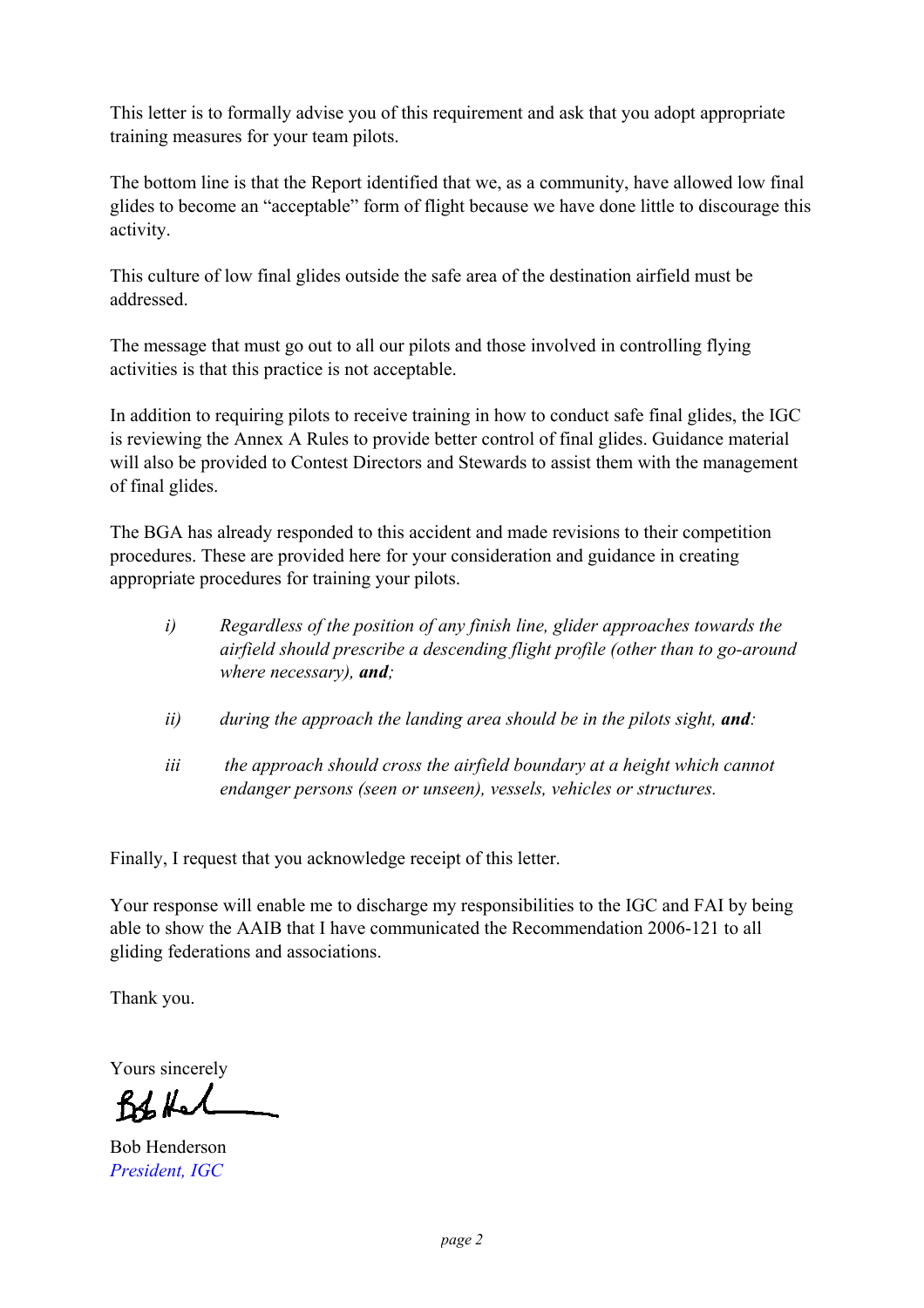This letter is to formally advise you of this requirement and ask that you adopt appropriate training measures for your team pilots.

The bottom line is that the Report identified that we, as a community, have allowed low final glides to become an "acceptable" form of flight because we have done little to discourage this activity.

This culture of low final glides outside the safe area of the destination airfield must be addressed.

The message that must go out to all our pilots and those involved in controlling flying activities is that this practice is not acceptable.

In addition to requiring pilots to receive training in how to conduct safe final glides, the IGC is reviewing the Annex A Rules to provide better control of final glides. Guidance material will also be provided to Contest Directors and Stewards to assist them with the management of final glides.

The BGA has already responded to this accident and made revisions to their competition procedures. These are provided here for your consideration and guidance in creating appropriate procedures for training your pilots.

> *i)* *Regardless of the position of any finish line, glider approaches towards the airfield should prescribe a descending flight profile (other than to go-around where necessary),* ***and****;*
>
> *ii)* *during the approach the landing area should be in the pilots sight,* ***and****:*
>
> *iii* *the approach should cross the airfield boundary at a height which cannot endanger persons (seen or unseen), vessels, vehicles or structures.*

Finally, I request that you acknowledge receipt of this letter.

Your response will enable me to discharge my responsibilities to the IGC and FAI by being able to show the AAIB that I have communicated the Recommendation 2006-121 to all gliding federations and associations.

Thank you.

Yours sincerely

Bob Henderson
*President, IGC*